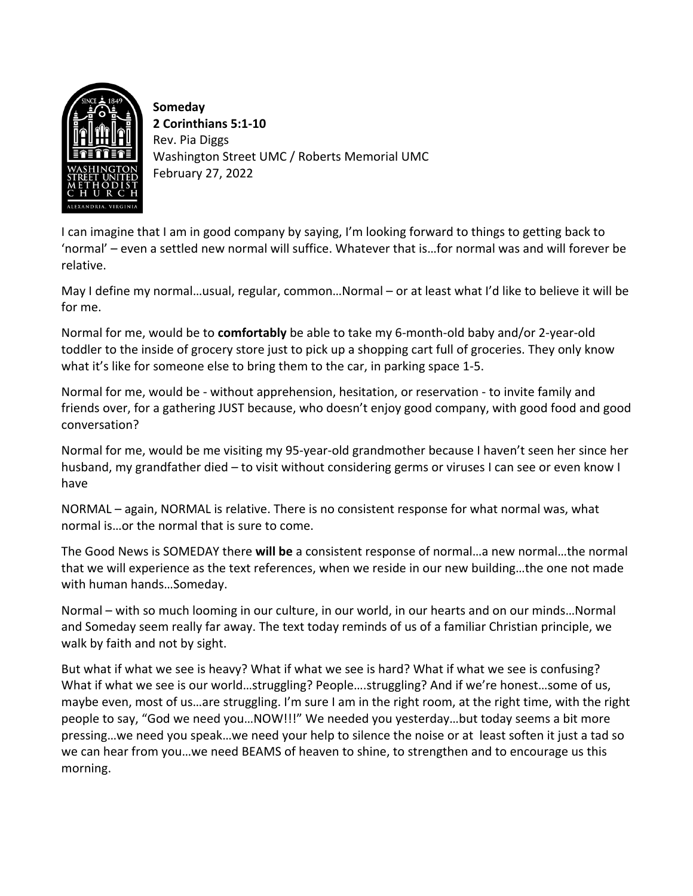**Someday**
**2 Corinthians 5:1-10**
Rev. Pia Diggs
Washington Street UMC / Roberts Memorial UMC
February 27, 2022

I can imagine that I am in good company by saying, I'm looking forward to things to getting back to 'normal' – even a settled new normal will suffice. Whatever that is…for normal was and will forever be relative.

May I define my normal…usual, regular, common…Normal – or at least what I'd like to believe it will be for me.

Normal for me, would be to **comfortably** be able to take my 6-month-old baby and/or 2-year-old toddler to the inside of grocery store just to pick up a shopping cart full of groceries. They only know what it's like for someone else to bring them to the car, in parking space 1-5.

Normal for me, would be - without apprehension, hesitation, or reservation - to invite family and friends over, for a gathering JUST because, who doesn't enjoy good company, with good food and good conversation?

Normal for me, would be me visiting my 95-year-old grandmother because I haven't seen her since her husband, my grandfather died – to visit without considering germs or viruses I can see or even know I have

NORMAL – again, NORMAL is relative. There is no consistent response for what normal was, what normal is…or the normal that is sure to come.

The Good News is SOMEDAY there **will be** a consistent response of normal…a new normal…the normal that we will experience as the text references, when we reside in our new building…the one not made with human hands…Someday.

Normal – with so much looming in our culture, in our world, in our hearts and on our minds…Normal and Someday seem really far away. The text today reminds of us of a familiar Christian principle, we walk by faith and not by sight.

But what if what we see is heavy? What if what we see is hard? What if what we see is confusing? What if what we see is our world…struggling? People….struggling? And if we're honest…some of us, maybe even, most of us…are struggling. I'm sure I am in the right room, at the right time, with the right people to say, "God we need you…NOW!!!" We needed you yesterday…but today seems a bit more pressing…we need you speak…we need your help to silence the noise or at least soften it just a tad so we can hear from you…we need BEAMS of heaven to shine, to strengthen and to encourage us this morning.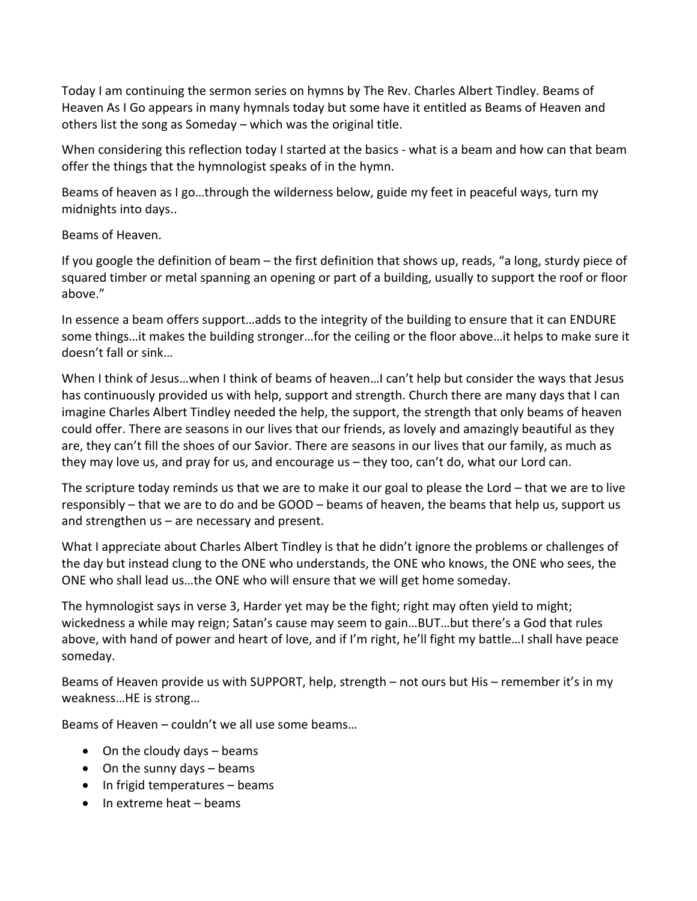Today I am continuing the sermon series on hymns by The Rev. Charles Albert Tindley. Beams of Heaven As I Go appears in many hymnals today but some have it entitled as Beams of Heaven and others list the song as Someday – which was the original title.

When considering this reflection today I started at the basics - what is a beam and how can that beam offer the things that the hymnologist speaks of in the hymn.

Beams of heaven as I go…through the wilderness below, guide my feet in peaceful ways, turn my midnights into days..

Beams of Heaven.

If you google the definition of beam – the first definition that shows up, reads, "a long, sturdy piece of squared timber or metal spanning an opening or part of a building, usually to support the roof or floor above."

In essence a beam offers support…adds to the integrity of the building to ensure that it can ENDURE some things…it makes the building stronger…for the ceiling or the floor above…it helps to make sure it doesn't fall or sink…

When I think of Jesus…when I think of beams of heaven…I can't help but consider the ways that Jesus has continuously provided us with help, support and strength. Church there are many days that I can imagine Charles Albert Tindley needed the help, the support, the strength that only beams of heaven could offer. There are seasons in our lives that our friends, as lovely and amazingly beautiful as they are, they can't fill the shoes of our Savior. There are seasons in our lives that our family, as much as they may love us, and pray for us, and encourage us – they too, can't do, what our Lord can.

The scripture today reminds us that we are to make it our goal to please the Lord – that we are to live responsibly – that we are to do and be GOOD – beams of heaven, the beams that help us, support us and strengthen us – are necessary and present.

What I appreciate about Charles Albert Tindley is that he didn't ignore the problems or challenges of the day but instead clung to the ONE who understands, the ONE who knows, the ONE who sees, the ONE who shall lead us…the ONE who will ensure that we will get home someday.

The hymnologist says in verse 3, Harder yet may be the fight; right may often yield to might; wickedness a while may reign; Satan's cause may seem to gain…BUT…but there's a God that rules above, with hand of power and heart of love, and if I'm right, he'll fight my battle…I shall have peace someday.

Beams of Heaven provide us with SUPPORT, help, strength – not ours but His – remember it's in my weakness…HE is strong…

Beams of Heaven – couldn't we all use some beams…

- On the cloudy days – beams
- On the sunny days – beams
- In frigid temperatures – beams
- In extreme heat – beams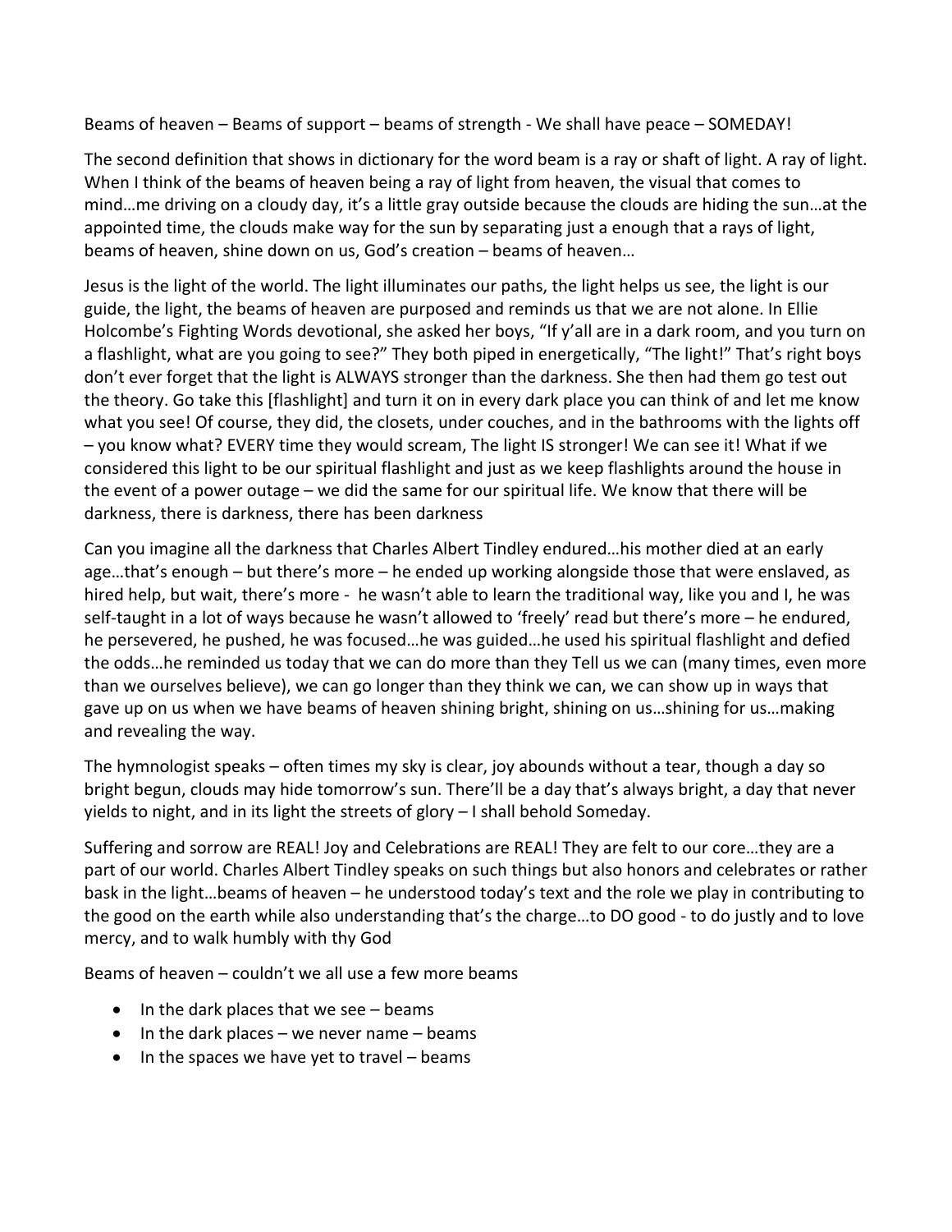Beams of heaven – Beams of support – beams of strength - We shall have peace – SOMEDAY!

The second definition that shows in dictionary for the word beam is a ray or shaft of light. A ray of light. When I think of the beams of heaven being a ray of light from heaven, the visual that comes to mind…me driving on a cloudy day, it's a little gray outside because the clouds are hiding the sun…at the appointed time, the clouds make way for the sun by separating just a enough that a rays of light, beams of heaven, shine down on us, God's creation – beams of heaven…

Jesus is the light of the world. The light illuminates our paths, the light helps us see, the light is our guide, the light, the beams of heaven are purposed and reminds us that we are not alone. In Ellie Holcombe's Fighting Words devotional, she asked her boys, "If y'all are in a dark room, and you turn on a flashlight, what are you going to see?" They both piped in energetically, "The light!" That's right boys don't ever forget that the light is ALWAYS stronger than the darkness. She then had them go test out the theory. Go take this [flashlight] and turn it on in every dark place you can think of and let me know what you see! Of course, they did, the closets, under couches, and in the bathrooms with the lights off – you know what? EVERY time they would scream, The light IS stronger! We can see it! What if we considered this light to be our spiritual flashlight and just as we keep flashlights around the house in the event of a power outage – we did the same for our spiritual life. We know that there will be darkness, there is darkness, there has been darkness

Can you imagine all the darkness that Charles Albert Tindley endured…his mother died at an early age…that's enough – but there's more – he ended up working alongside those that were enslaved, as hired help, but wait, there's more - he wasn't able to learn the traditional way, like you and I, he was self-taught in a lot of ways because he wasn't allowed to 'freely' read but there's more – he endured, he persevered, he pushed, he was focused…he was guided…he used his spiritual flashlight and defied the odds…he reminded us today that we can do more than they Tell us we can (many times, even more than we ourselves believe), we can go longer than they think we can, we can show up in ways that gave up on us when we have beams of heaven shining bright, shining on us…shining for us…making and revealing the way.

The hymnologist speaks – often times my sky is clear, joy abounds without a tear, though a day so bright begun, clouds may hide tomorrow's sun. There'll be a day that's always bright, a day that never yields to night, and in its light the streets of glory – I shall behold Someday.

Suffering and sorrow are REAL! Joy and Celebrations are REAL! They are felt to our core…they are a part of our world. Charles Albert Tindley speaks on such things but also honors and celebrates or rather bask in the light…beams of heaven – he understood today's text and the role we play in contributing to the good on the earth while also understanding that's the charge…to DO good - to do justly and to love mercy, and to walk humbly with thy God

Beams of heaven – couldn't we all use a few more beams

- In the dark places that we see – beams
- In the dark places – we never name – beams
- In the spaces we have yet to travel – beams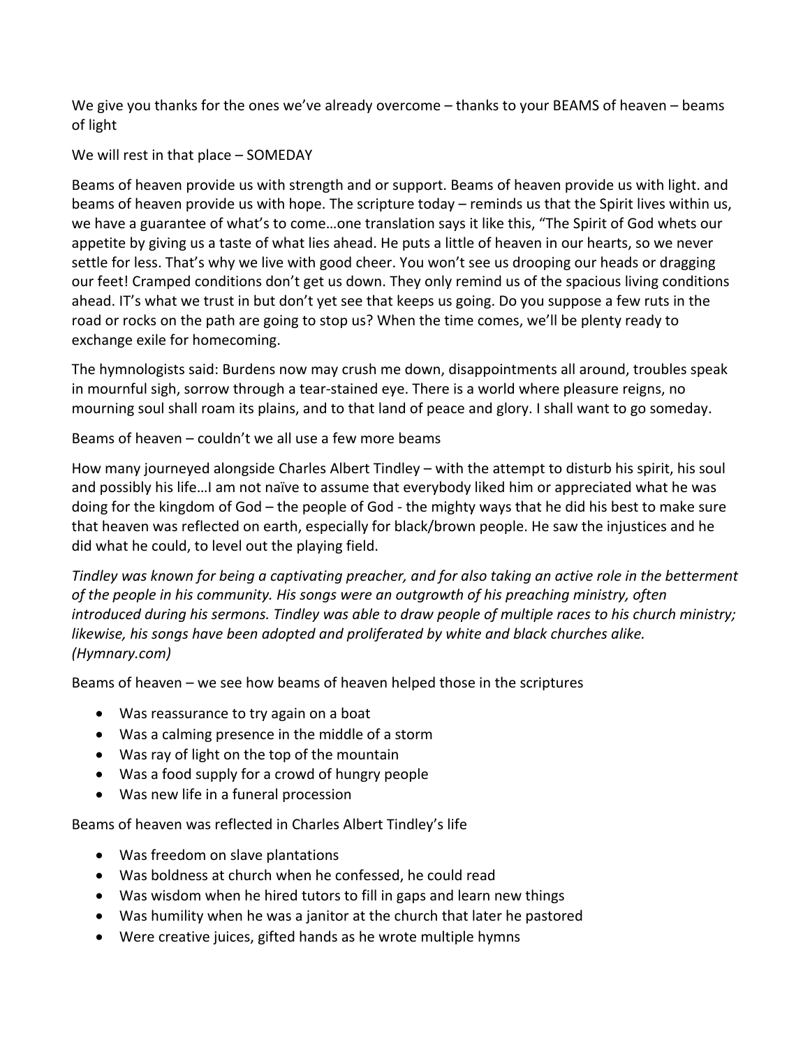We give you thanks for the ones we've already overcome – thanks to your BEAMS of heaven – beams of light

We will rest in that place – SOMEDAY

Beams of heaven provide us with strength and or support. Beams of heaven provide us with light. and beams of heaven provide us with hope. The scripture today – reminds us that the Spirit lives within us, we have a guarantee of what's to come…one translation says it like this, "The Spirit of God whets our appetite by giving us a taste of what lies ahead. He puts a little of heaven in our hearts, so we never settle for less. That's why we live with good cheer. You won't see us drooping our heads or dragging our feet! Cramped conditions don't get us down. They only remind us of the spacious living conditions ahead. IT's what we trust in but don't yet see that keeps us going. Do you suppose a few ruts in the road or rocks on the path are going to stop us? When the time comes, we'll be plenty ready to exchange exile for homecoming.

The hymnologists said: Burdens now may crush me down, disappointments all around, troubles speak in mournful sigh, sorrow through a tear-stained eye. There is a world where pleasure reigns, no mourning soul shall roam its plains, and to that land of peace and glory. I shall want to go someday.

Beams of heaven – couldn't we all use a few more beams

How many journeyed alongside Charles Albert Tindley – with the attempt to disturb his spirit, his soul and possibly his life…I am not naïve to assume that everybody liked him or appreciated what he was doing for the kingdom of God – the people of God - the mighty ways that he did his best to make sure that heaven was reflected on earth, especially for black/brown people. He saw the injustices and he did what he could, to level out the playing field.

*Tindley was known for being a captivating preacher, and for also taking an active role in the betterment of the people in his community. His songs were an outgrowth of his preaching ministry, often introduced during his sermons. Tindley was able to draw people of multiple races to his church ministry; likewise, his songs have been adopted and proliferated by white and black churches alike. (Hymnary.com)*

Beams of heaven – we see how beams of heaven helped those in the scriptures

- Was reassurance to try again on a boat
- Was a calming presence in the middle of a storm
- Was ray of light on the top of the mountain
- Was a food supply for a crowd of hungry people
- Was new life in a funeral procession

Beams of heaven was reflected in Charles Albert Tindley's life

- Was freedom on slave plantations
- Was boldness at church when he confessed, he could read
- Was wisdom when he hired tutors to fill in gaps and learn new things
- Was humility when he was a janitor at the church that later he pastored
- Were creative juices, gifted hands as he wrote multiple hymns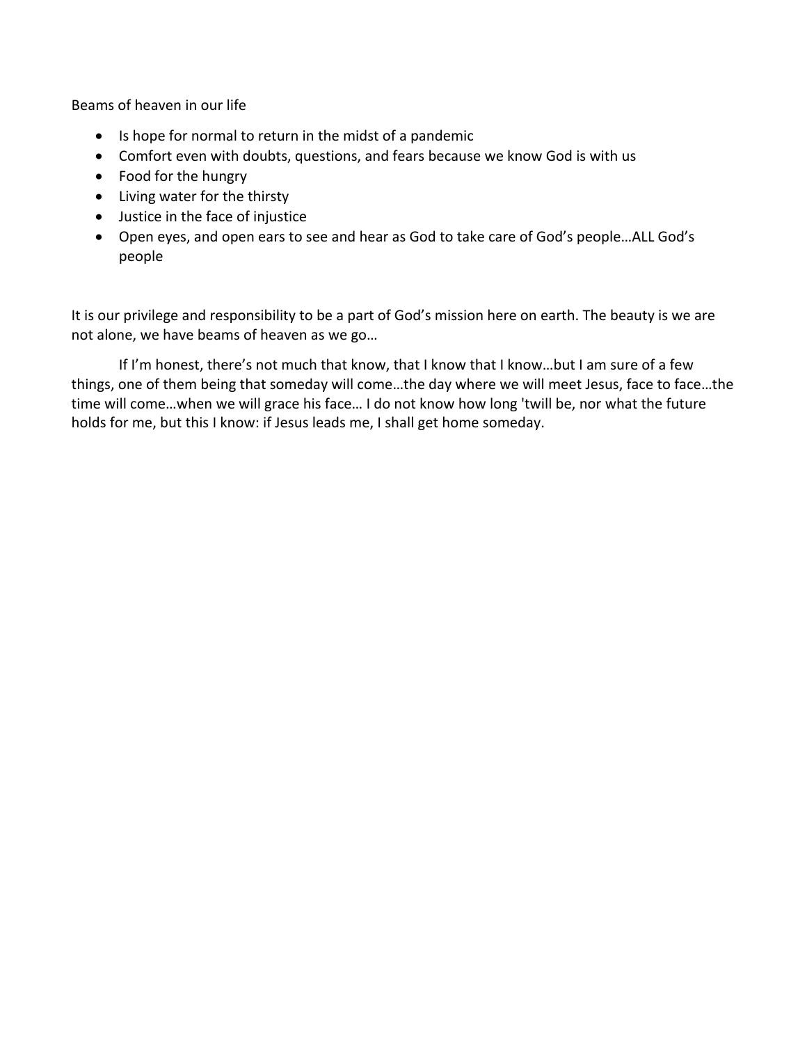Beams of heaven in our life

- Is hope for normal to return in the midst of a pandemic
- Comfort even with doubts, questions, and fears because we know God is with us
- Food for the hungry
- Living water for the thirsty
- Justice in the face of injustice
- Open eyes, and open ears to see and hear as God to take care of God's people…ALL God's people

It is our privilege and responsibility to be a part of God's mission here on earth. The beauty is we are not alone, we have beams of heaven as we go…

If I'm honest, there's not much that know, that I know that I know…but I am sure of a few things, one of them being that someday will come…the day where we will meet Jesus, face to face…the time will come…when we will grace his face… I do not know how long 'twill be, nor what the future holds for me, but this I know: if Jesus leads me, I shall get home someday.